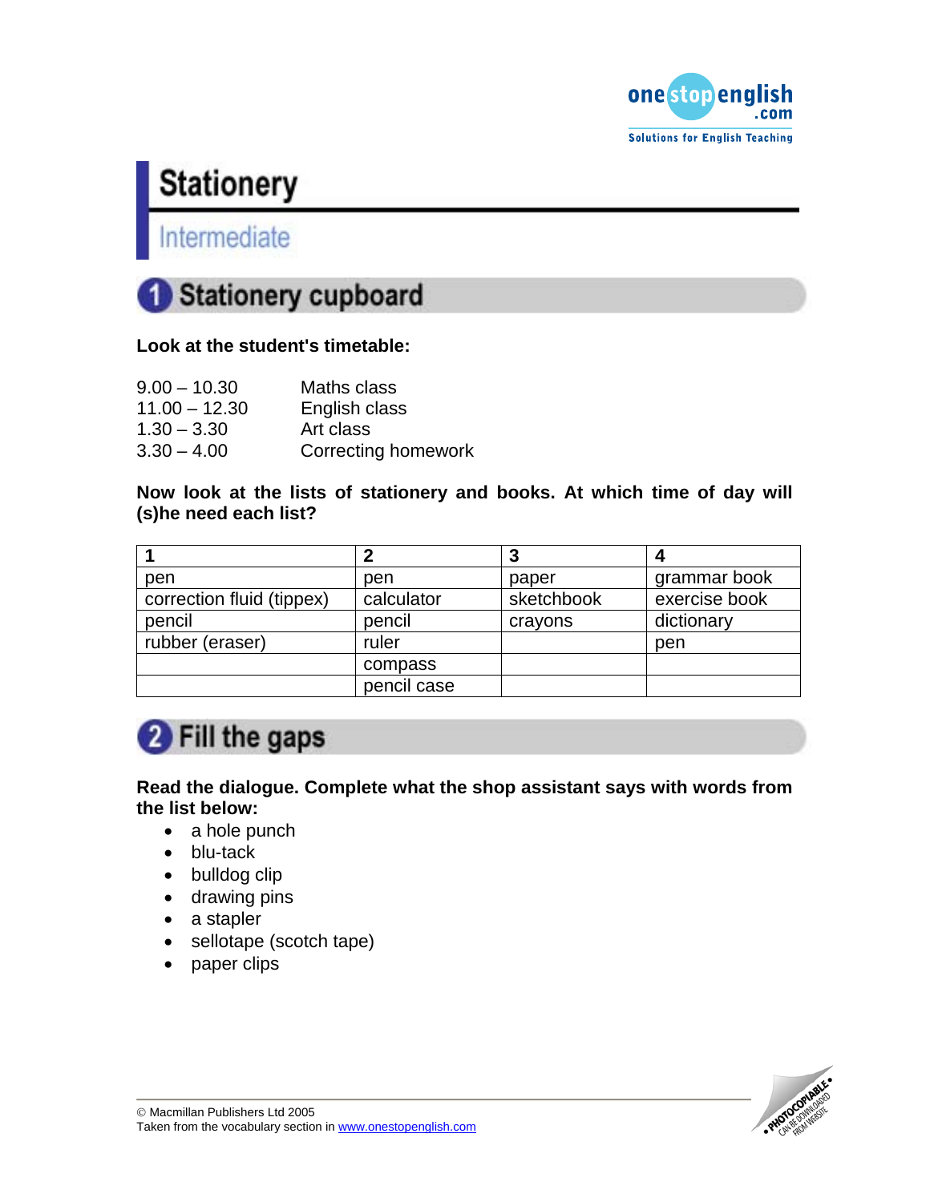# Stationery

## Intermediate

## 1 Stationery cupboard

**Look at the student's timetable:**

| | |
|---|---|
| 9.00 – 10.30 | Maths class |
| 11.00 – 12.30 | English class |
| 1.30 – 3.30 | Art class |
| 3.30 – 4.00 | Correcting homework |

**Now look at the lists of stationery and books. At which time of day will (s)he need each list?**

| 1 | 2 | 3 | 4 |
|---|---|---|---|
| pen | pen | paper | grammar book |
| correction fluid (tippex) | calculator | sketchbook | exercise book |
| pencil | pencil | crayons | dictionary |
| rubber (eraser) | ruler | | pen |
| | compass | | |
| | pencil case | | |

## 2 Fill the gaps

**Read the dialogue. Complete what the shop assistant says with words from the list below:**

- a hole punch
- blu-tack
- bulldog clip
- drawing pins
- a stapler
- sellotape (scotch tape)
- paper clips

© Macmillan Publishers Ltd 2005
Taken from the vocabulary section in www.onestopenglish.com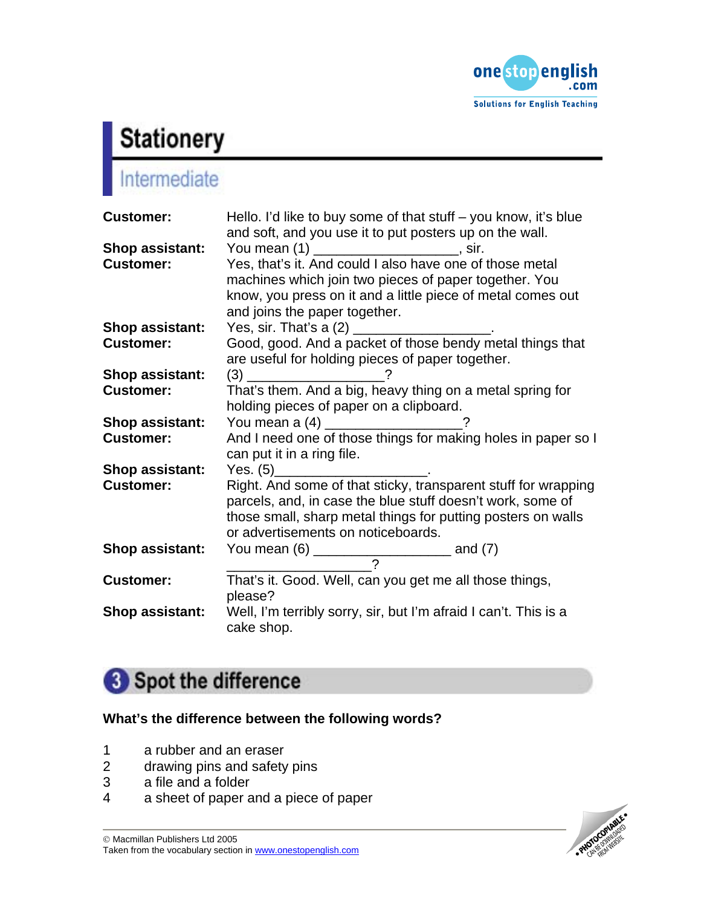# Stationery

## Intermediate

**Customer:** Hello. I'd like to buy some of that stuff – you know, it's blue and soft, and you use it to put posters up on the wall.

**Shop assistant:** You mean (1) __________________, sir.

**Customer:** Yes, that's it. And could I also have one of those metal machines which join two pieces of paper together. You know, you press on it and a little piece of metal comes out and joins the paper together.

**Shop assistant:** Yes, sir. That's a (2) __________________.

**Customer:** Good, good. And a packet of those bendy metal things that are useful for holding pieces of paper together.

**Shop assistant:** (3) __________________?

**Customer:** That's them. And a big, heavy thing on a metal spring for holding pieces of paper on a clipboard.

**Shop assistant:** You mean a (4) __________________?

**Customer:** And I need one of those things for making holes in paper so I can put it in a ring file.

**Shop assistant:** Yes. (5)___________________.

**Customer:** Right. And some of that sticky, transparent stuff for wrapping parcels, and, in case the blue stuff doesn't work, some of those small, sharp metal things for putting posters on walls or advertisements on noticeboards.

**Shop assistant:** You mean (6) __________________ and (7) __________________?

**Customer:** That's it. Good. Well, can you get me all those things, please?

**Shop assistant:** Well, I'm terribly sorry, sir, but I'm afraid I can't. This is a cake shop.

## 3 Spot the difference

**What's the difference between the following words?**

1 a rubber and an eraser
2 drawing pins and safety pins
3 a file and a folder
4 a sheet of paper and a piece of paper

© Macmillan Publishers Ltd 2005
Taken from the vocabulary section in www.onestopenglish.com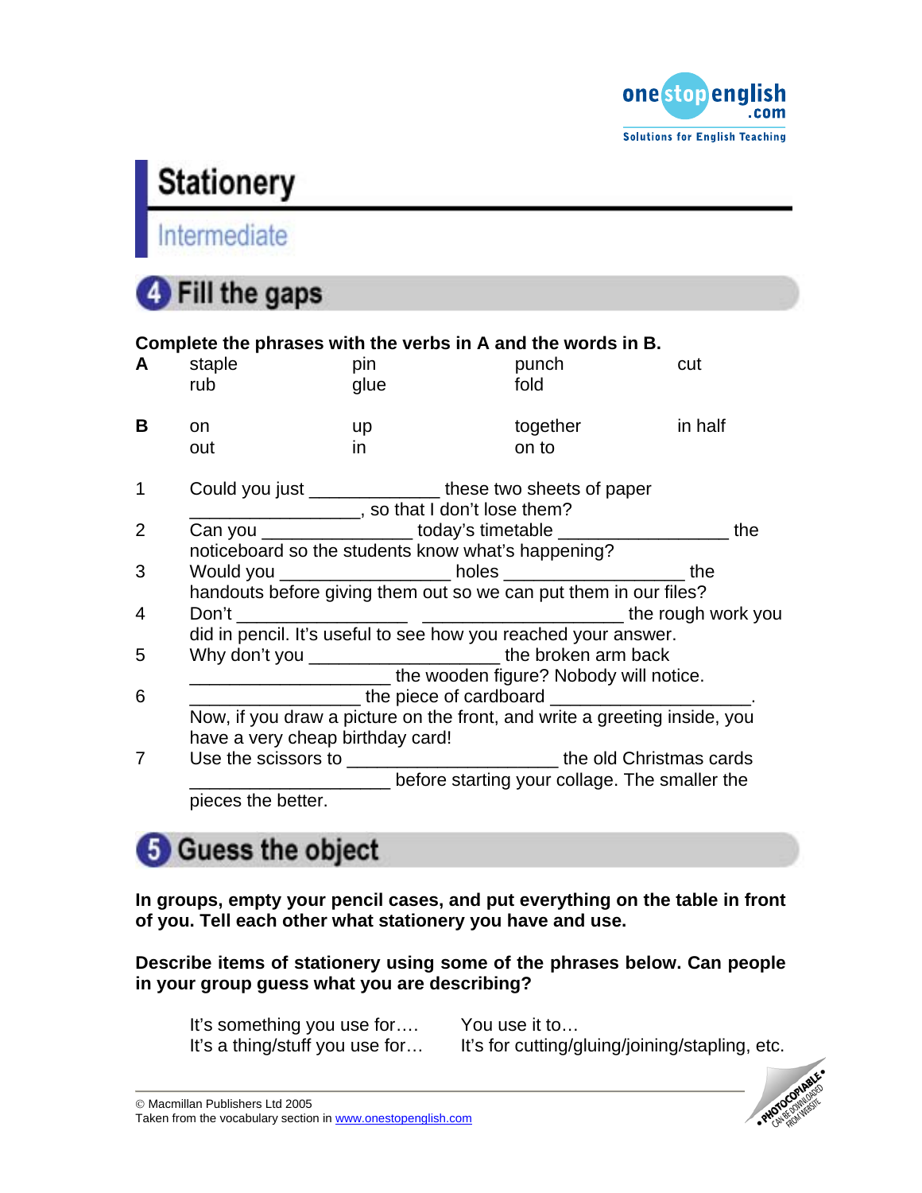# Stationery

## Intermediate

## 4 Fill the gaps

**Complete the phrases with the verbs in A and the words in B.**

| | | | | |
|---|---|---|---|---|
| **A** | staple | pin | punch | cut |
| | rub | glue | fold | |
| **B** | on | up | together | in half |
| | out | in | on to | |

1. Could you just _____________ these two sheets of paper _________________, so that I don't lose them?
2. Can you _______________ today's timetable _________________ the noticeboard so the students know what's happening?
3. Would you _________________ holes __________________ the handouts before giving them out so we can put them in our files?
4. Don't _________________ ____________________ the rough work you did in pencil. It's useful to see how you reached your answer.
5. Why don't you ___________________ the broken arm back ____________________ the wooden figure? Nobody will notice.
6. _________________ the piece of cardboard ____________________. Now, if you draw a picture on the front, and write a greeting inside, you have a very cheap birthday card!
7. Use the scissors to _____________________ the old Christmas cards ____________________ before starting your collage. The smaller the pieces the better.

## 5 Guess the object

**In groups, empty your pencil cases, and put everything on the table in front of you. Tell each other what stationery you have and use.**

**Describe items of stationery using some of the phrases below. Can people in your group guess what you are describing?**

It's something you use for….
It's a thing/stuff you use for…
You use it to…
It's for cutting/gluing/joining/stapling, etc.

© Macmillan Publishers Ltd 2005
Taken from the vocabulary section in www.onestopenglish.com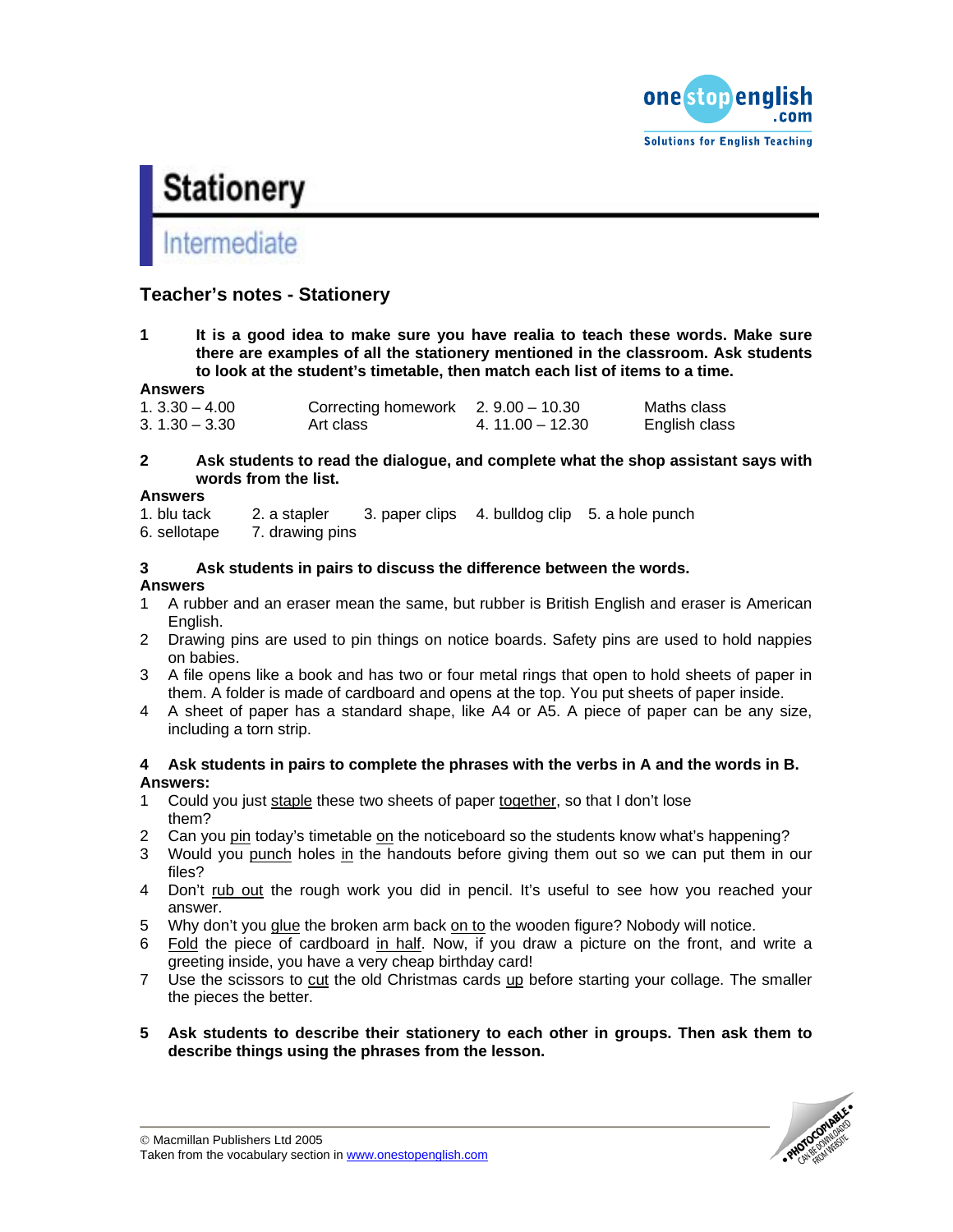# Stationery

## Intermediate

### Teacher's notes - Stationery

**1 It is a good idea to make sure you have realia to teach these words. Make sure there are examples of all the stationery mentioned in the classroom. Ask students to look at the student's timetable, then match each list of items to a time.**

**Answers**

| | | | |
|---|---|---|---|
| 1. 3.30 – 4.00 | Correcting homework | 2. 9.00 – 10.30 | Maths class |
| 3. 1.30 – 3.30 | Art class | 4. 11.00 – 12.30 | English class |

**2 Ask students to read the dialogue, and complete what the shop assistant says with words from the list.**

**Answers**

1. blu tack 2. a stapler 3. paper clips 4. bulldog clip 5. a hole punch
6. sellotape 7. drawing pins

**3 Ask students in pairs to discuss the difference between the words.**

**Answers**

1 A rubber and an eraser mean the same, but rubber is British English and eraser is American English.
2 Drawing pins are used to pin things on notice boards. Safety pins are used to hold nappies on babies.
3 A file opens like a book and has two or four metal rings that open to hold sheets of paper in them. A folder is made of cardboard and opens at the top. You put sheets of paper inside.
4 A sheet of paper has a standard shape, like A4 or A5. A piece of paper can be any size, including a torn strip.

**4 Ask students in pairs to complete the phrases with the verbs in A and the words in B.**

**Answers:**

1 Could you just <u>staple</u> these two sheets of paper <u>together</u>, so that I don't lose them?
2 Can you <u>pin</u> today's timetable <u>on</u> the noticeboard so the students know what's happening?
3 Would you <u>punch</u> holes <u>in</u> the handouts before giving them out so we can put them in our files?
4 Don't <u>rub out</u> the rough work you did in pencil. It's useful to see how you reached your answer.
5 Why don't you <u>glue</u> the broken arm back <u>on to</u> the wooden figure? Nobody will notice.
6 <u>Fold</u> the piece of cardboard <u>in half</u>. Now, if you draw a picture on the front, and write a greeting inside, you have a very cheap birthday card!
7 Use the scissors to <u>cut</u> the old Christmas cards <u>up</u> before starting your collage. The smaller the pieces the better.

**5 Ask students to describe their stationery to each other in groups. Then ask them to describe things using the phrases from the lesson.**

© Macmillan Publishers Ltd 2005
Taken from the vocabulary section in www.onestopenglish.com